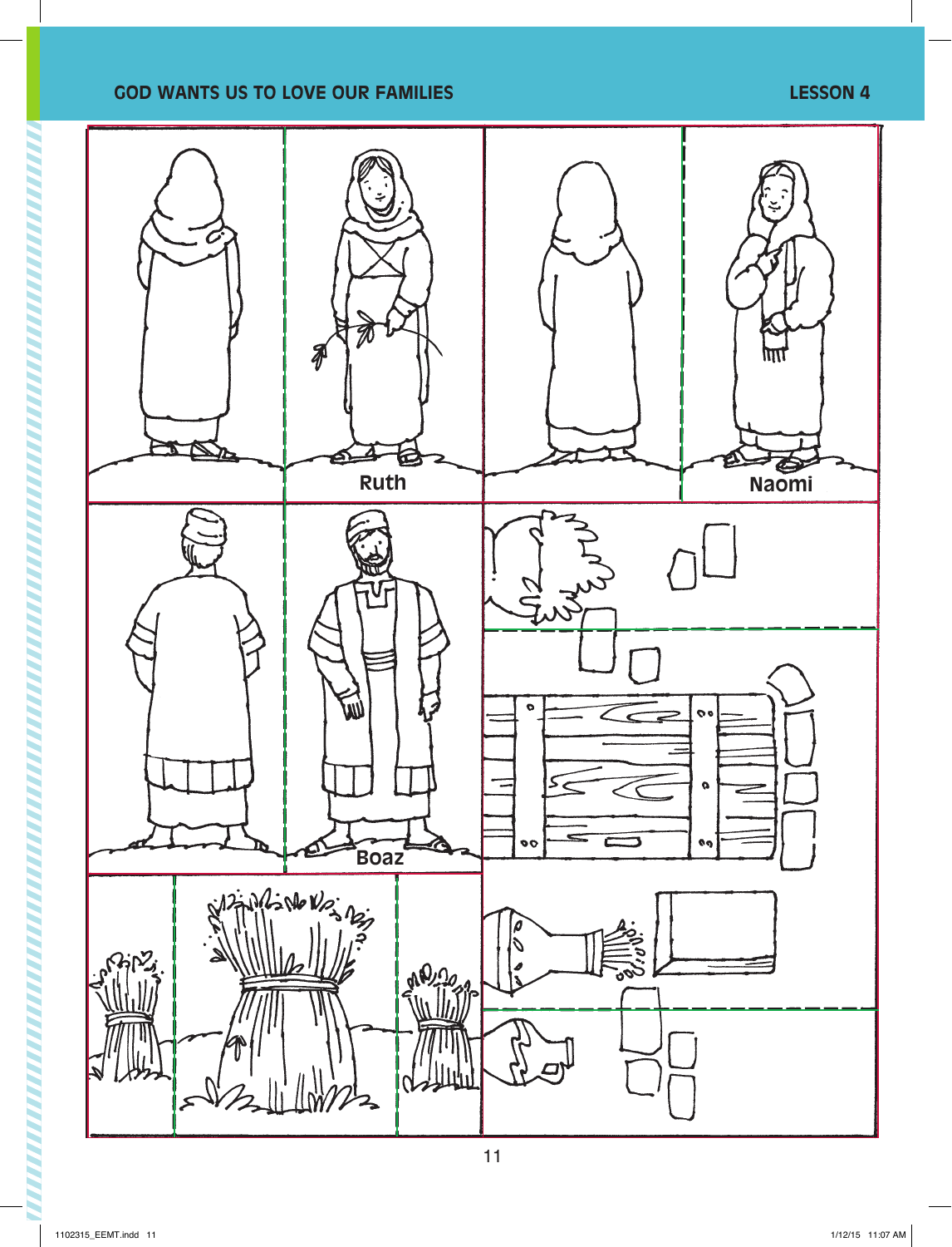GOD WANTS US TO LOVE OUR FAMILIES

LESSON 4

Ruth

Naomi

Boaz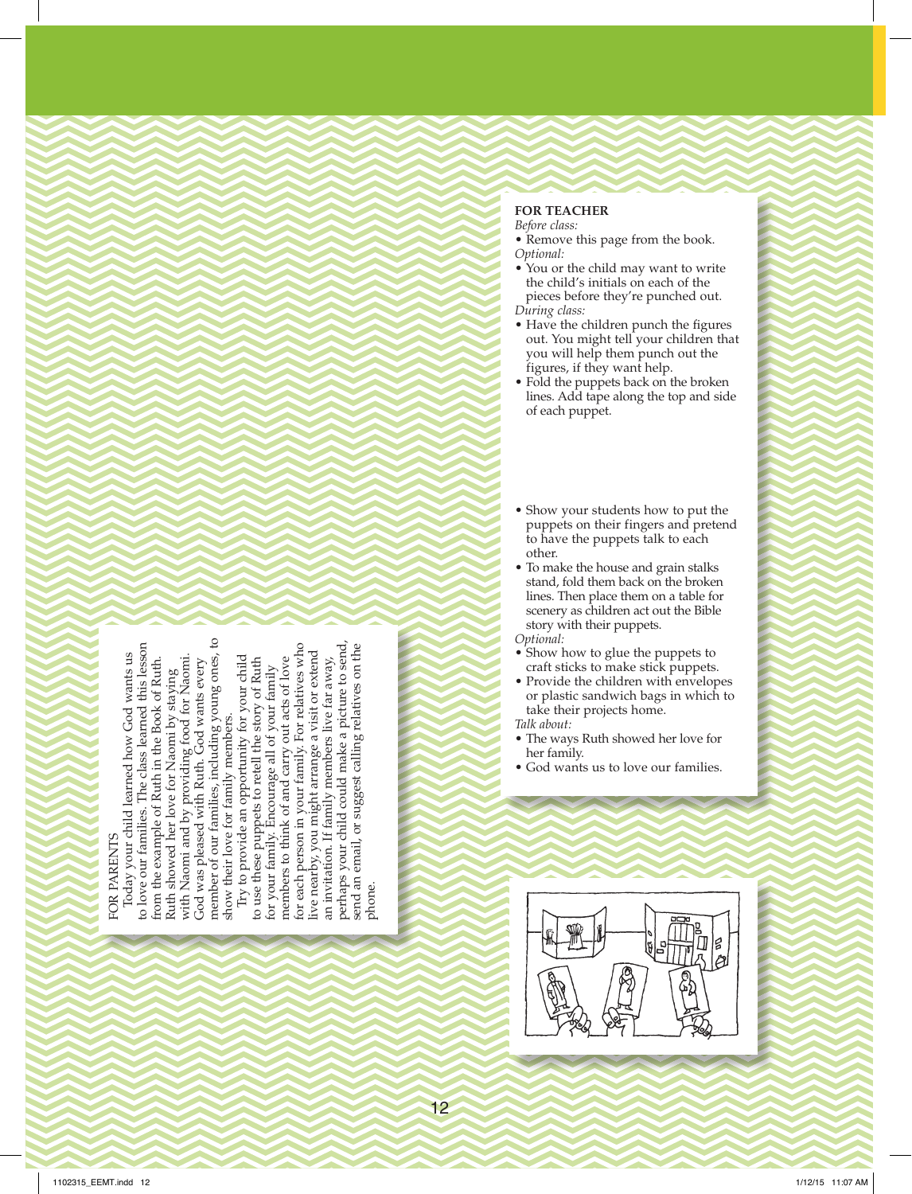FOR PARENTS

Today your child learned how God wants us to love our families. The class learned this lesson from the example of Ruth in the Book of Ruth. Ruth showed her love for Naomi by staying with Naomi and by providing food for Naomi. God was pleased with Ruth. God wants every member of our families, including young ones, to show their love for family members.

Try to provide an opportunity for your child to use these puppets to retell the story of Ruth for your family. Encourage all of your family members to think of and carry out acts of love for each person in your family. For relatives who live nearby, you might arrange a visit or extend an invitation. If family members live far away, perhaps your child could make a picture to send, send an email, or suggest calling relatives on the phone.

**FOR TEACHER**

*Before class:*

- Remove this page from the book.

*Optional:*

- You or the child may want to write the child's initials on each of the pieces before they're punched out.

*During class:*

- Have the children punch the figures out. You might tell your children that you will help them punch out the figures, if they want help.
- Fold the puppets back on the broken lines. Add tape along the top and side of each puppet.
- Show your students how to put the puppets on their fingers and pretend to have the puppets talk to each other.
- To make the house and grain stalks stand, fold them back on the broken lines. Then place them on a table for scenery as children act out the Bible story with their puppets.

*Optional:*

- Show how to glue the puppets to craft sticks to make stick puppets.
- Provide the children with envelopes or plastic sandwich bags in which to take their projects home.

*Talk about:*

- The ways Ruth showed her love for her family.
- God wants us to love our families.